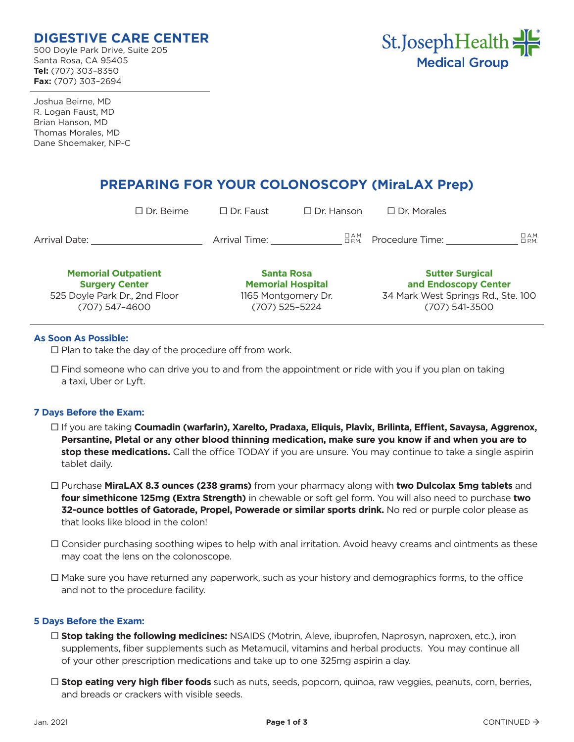# DIGESTIVE CARE CENTER

500 Doyle Park Drive, Suite 205
Santa Rosa, CA 95405
**Tel:** (707) 303–8350
**Fax:** (707) 303–2694

St.Joseph Health Medical Group

Joshua Beirne, MD
R. Logan Faust, MD
Brian Hanson, MD
Thomas Morales, MD
Dane Shoemaker, NP-C

## PREPARING FOR YOUR COLONOSCOPY (MiraLAX Prep)

☐ Dr. Beirne ☐ Dr. Faust ☐ Dr. Hanson ☐ Dr. Morales

Arrival Date: ____________________ Arrival Time: ____________ ☐ A.M. ☐ P.M. Procedure Time: ____________ ☐ A.M. ☐ P.M.

| **Memorial Outpatient Surgery Center** | **Santa Rosa Memorial Hospital** | **Sutter Surgical and Endoscopy Center** |
|---|---|---|
| 525 Doyle Park Dr., 2nd Floor | 1165 Montgomery Dr. | 34 Mark West Springs Rd., Ste. 100 |
| (707) 547-4600 | (707) 525-5224 | (707) 541-3500 |

### As Soon As Possible:

- ☐ Plan to take the day of the procedure off from work.
- ☐ Find someone who can drive you to and from the appointment or ride with you if you plan on taking a taxi, Uber or Lyft.

### 7 Days Before the Exam:

- ☐ If you are taking **Coumadin (warfarin), Xarelto, Pradaxa, Eliquis, Plavix, Brilinta, Effient, Savaysa, Aggrenox, Persantine, Pletal or any other blood thinning medication, make sure you know if and when you are to stop these medications.** Call the office TODAY if you are unsure. You may continue to take a single aspirin tablet daily.
- ☐ Purchase **MiraLAX 8.3 ounces (238 grams)** from your pharmacy along with **two Dulcolax 5mg tablets** and **four simethicone 125mg (Extra Strength)** in chewable or soft gel form. You will also need to purchase **two 32-ounce bottles of Gatorade, Propel, Powerade or similar sports drink.** No red or purple color please as that looks like blood in the colon!
- ☐ Consider purchasing soothing wipes to help with anal irritation. Avoid heavy creams and ointments as these may coat the lens on the colonoscope.
- ☐ Make sure you have returned any paperwork, such as your history and demographics forms, to the office and not to the procedure facility.

### 5 Days Before the Exam:

- ☐ **Stop taking the following medicines:** NSAIDS (Motrin, Aleve, ibuprofen, Naprosyn, naproxen, etc.), iron supplements, fiber supplements such as Metamucil, vitamins and herbal products. You may continue all of your other prescription medications and take up to one 325mg aspirin a day.
- ☐ **Stop eating very high fiber foods** such as nuts, seeds, popcorn, quinoa, raw veggies, peanuts, corn, berries, and breads or crackers with visible seeds.

Jan. 2021

CONTINUED →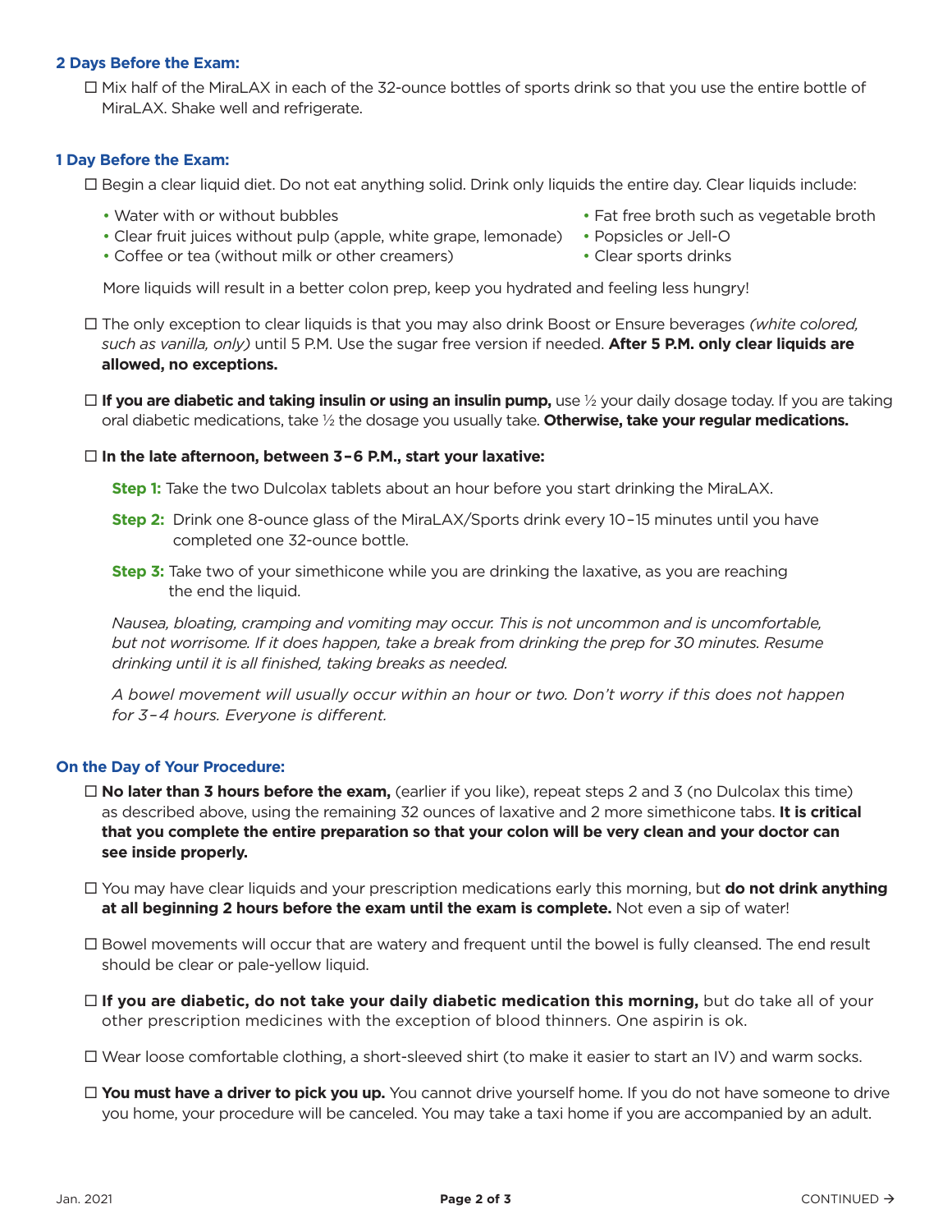### 2 Days Before the Exam:

- ☐ Mix half of the MiraLAX in each of the 32-ounce bottles of sports drink so that you use the entire bottle of MiraLAX. Shake well and refrigerate.

### 1 Day Before the Exam:

- ☐ Begin a clear liquid diet. Do not eat anything solid. Drink only liquids the entire day. Clear liquids include:

  - Water with or without bubbles
  - Clear fruit juices without pulp (apple, white grape, lemonade)
  - Coffee or tea (without milk or other creamers)
  - Fat free broth such as vegetable broth
  - Popsicles or Jell-O
  - Clear sports drinks

  More liquids will result in a better colon prep, keep you hydrated and feeling less hungry!

- ☐ The only exception to clear liquids is that you may also drink Boost or Ensure beverages *(white colored, such as vanilla, only)* until 5 P.M. Use the sugar free version if needed. **After 5 P.M. only clear liquids are allowed, no exceptions.**

- ☐ **If you are diabetic and taking insulin or using an insulin pump,** use ½ your daily dosage today. If you are taking oral diabetic medications, take ½ the dosage you usually take. **Otherwise, take your regular medications.**

- ☐ **In the late afternoon, between 3–6 P.M., start your laxative:**

  **Step 1:** Take the two Dulcolax tablets about an hour before you start drinking the MiraLAX.

  **Step 2:** Drink one 8-ounce glass of the MiraLAX/Sports drink every 10–15 minutes until you have completed one 32-ounce bottle.

  **Step 3:** Take two of your simethicone while you are drinking the laxative, as you are reaching the end the liquid.

  *Nausea, bloating, cramping and vomiting may occur. This is not uncommon and is uncomfortable, but not worrisome. If it does happen, take a break from drinking the prep for 30 minutes. Resume drinking until it is all finished, taking breaks as needed.*

  *A bowel movement will usually occur within an hour or two. Don't worry if this does not happen for 3–4 hours. Everyone is different.*

### On the Day of Your Procedure:

- ☐ **No later than 3 hours before the exam,** (earlier if you like), repeat steps 2 and 3 (no Dulcolax this time) as described above, using the remaining 32 ounces of laxative and 2 more simethicone tabs. **It is critical that you complete the entire preparation so that your colon will be very clean and your doctor can see inside properly.**

- ☐ You may have clear liquids and your prescription medications early this morning, but **do not drink anything at all beginning 2 hours before the exam until the exam is complete.** Not even a sip of water!

- ☐ Bowel movements will occur that are watery and frequent until the bowel is fully cleansed. The end result should be clear or pale-yellow liquid.

- ☐ **If you are diabetic, do not take your daily diabetic medication this morning,** but do take all of your other prescription medicines with the exception of blood thinners. One aspirin is ok.

- ☐ Wear loose comfortable clothing, a short-sleeved shirt (to make it easier to start an IV) and warm socks.

- ☐ **You must have a driver to pick you up.** You cannot drive yourself home. If you do not have someone to drive you home, your procedure will be canceled. You may take a taxi home if you are accompanied by an adult.

Jan. 2021

CONTINUED →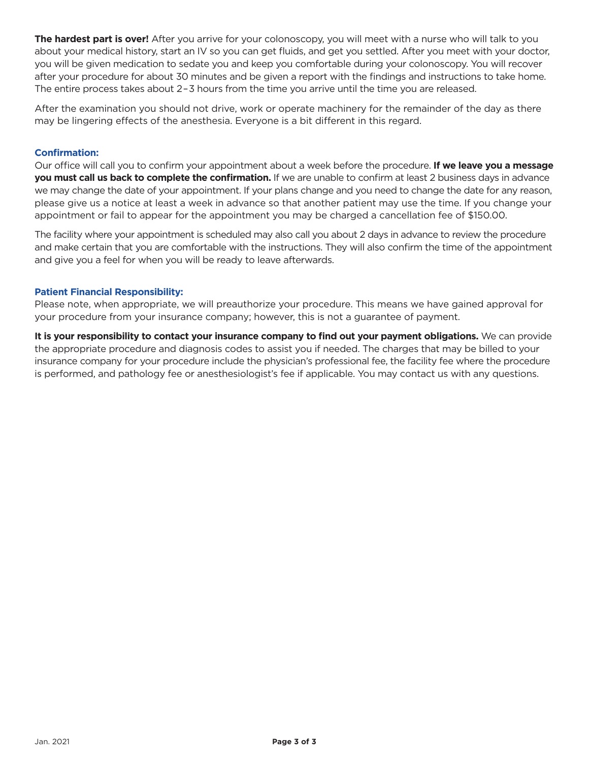**The hardest part is over!** After you arrive for your colonoscopy, you will meet with a nurse who will talk to you about your medical history, start an IV so you can get fluids, and get you settled. After you meet with your doctor, you will be given medication to sedate you and keep you comfortable during your colonoscopy. You will recover after your procedure for about 30 minutes and be given a report with the findings and instructions to take home. The entire process takes about 2–3 hours from the time you arrive until the time you are released.

After the examination you should not drive, work or operate machinery for the remainder of the day as there may be lingering effects of the anesthesia. Everyone is a bit different in this regard.

### Confirmation:

Our office will call you to confirm your appointment about a week before the procedure. **If we leave you a message you must call us back to complete the confirmation.** If we are unable to confirm at least 2 business days in advance we may change the date of your appointment. If your plans change and you need to change the date for any reason, please give us a notice at least a week in advance so that another patient may use the time. If you change your appointment or fail to appear for the appointment you may be charged a cancellation fee of $150.00.

The facility where your appointment is scheduled may also call you about 2 days in advance to review the procedure and make certain that you are comfortable with the instructions. They will also confirm the time of the appointment and give you a feel for when you will be ready to leave afterwards.

### Patient Financial Responsibility:

Please note, when appropriate, we will preauthorize your procedure. This means we have gained approval for your procedure from your insurance company; however, this is not a guarantee of payment.

**It is your responsibility to contact your insurance company to find out your payment obligations.** We can provide the appropriate procedure and diagnosis codes to assist you if needed. The charges that may be billed to your insurance company for your procedure include the physician's professional fee, the facility fee where the procedure is performed, and pathology fee or anesthesiologist's fee if applicable. You may contact us with any questions.

Jan. 2021